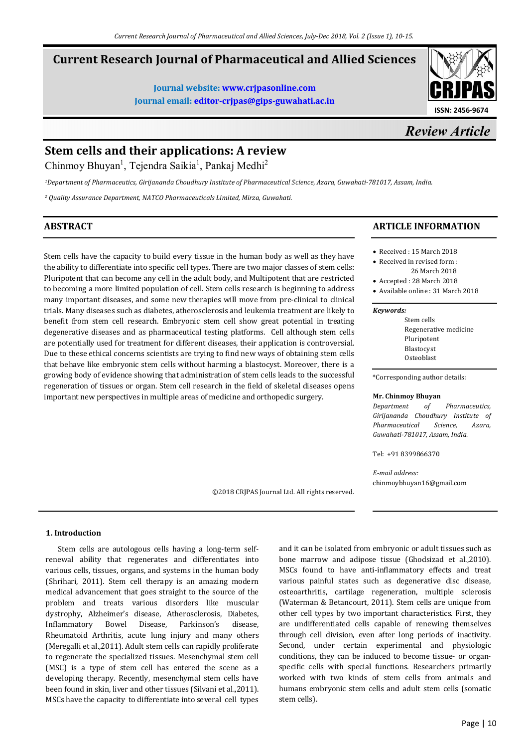# Current Research Journal of Pharmaceutical and Allied Sciences

**Journal website: www.crjpasonline.com**
**Journal email: editor-crjpas@gips-guwahati.ac.in**

ISSN: 2456-9674

*Review Article*

# Stem cells and their applications: A review

Chinmoy Bhuyan[1], Tejendra Saikia[1], Pankaj Medhi[2]

[1]*Department of Pharmaceutics, Girijananda Choudhury Institute of Pharmaceutical Science, Azara, Guwahati-781017, Assam, India.*

[2] *Quality Assurance Department, NATCO Pharmaceuticals Limited, Mirza, Guwahati.*

## ABSTRACT

Stem cells have the capacity to build every tissue in the human body as well as they have the ability to differentiate into specific cell types. There are two major classes of stem cells: Pluripotent that can become any cell in the adult body, and Multipotent that are restricted to becoming a more limited population of cell. Stem cells research is beginning to address many important diseases, and some new therapies will move from pre-clinical to clinical trials. Many diseases such as diabetes, atherosclerosis and leukemia treatment are likely to benefit from stem cell research. Embryonic stem cell show great potential in treating degenerative diseases and as pharmaceutical testing platforms. Cell although stem cells are potentially used for treatment for different diseases, their application is controversial. Due to these ethical concerns scientists are trying to find new ways of obtaining stem cells that behave like embryonic stem cells without harming a blastocyst. Moreover, there is a growing body of evidence showing that administration of stem cells leads to the successful regeneration of tissues or organ. Stem cell research in the field of skeletal diseases opens important new perspectives in multiple areas of medicine and orthopedic surgery.

©2018 CRJPAS Journal Ltd. All rights reserved.

## ARTICLE INFORMATION

- Received : 15 March 2018
- Received in revised form : 26 March 2018
- Accepted : 28 March 2018
- Available online : 31 March 2018

*Keywords:*
Stem cells
Regenerative medicine
Pluripotent
Blastocyst
Osteoblast

*Corresponding author details:

**Mr. Chinmoy Bhuyan**
*Department of Pharmaceutics, Girijananda Choudhury Institute of Pharmaceutical Science, Azara, Guwahati-781017, Assam, India.*

Tel: +91 8399866370

*E-mail address:*
chinmoybhuyan16@gmail.com

## 1. Introduction

Stem cells are autologous cells having a long-term self-renewal ability that regenerates and differentiates into various cells, tissues, organs, and systems in the human body (Shrihari, 2011). Stem cell therapy is an amazing modern medical advancement that goes straight to the source of the problem and treats various disorders like muscular dystrophy, Alzheimer's disease, Atherosclerosis, Diabetes, Inflammatory Bowel Disease, Parkinson's disease, Rheumatoid Arthritis, acute lung injury and many others (Meregalli et al.,2011). Adult stem cells can rapidly proliferate to regenerate the specialized tissues. Mesenchymal stem cell (MSC) is a type of stem cell has entered the scene as a developing therapy. Recently, mesenchymal stem cells have been found in skin, liver and other tissues (Silvani et al.,2011). MSCs have the capacity to differentiate into several cell types and it can be isolated from embryonic or adult tissues such as bone marrow and adipose tissue (Ghodsizad et al.,2010). MSCs found to have anti-inflammatory effects and treat various painful states such as degenerative disc disease, osteoarthritis, cartilage regeneration, multiple sclerosis (Waterman & Betancourt, 2011). Stem cells are unique from other cell types by two important characteristics. First, they are undifferentiated cells capable of renewing themselves through cell division, even after long periods of inactivity. Second, under certain experimental and physiologic conditions, they can be induced to become tissue- or organ-specific cells with special functions. Researchers primarily worked with two kinds of stem cells from animals and humans embryonic stem cells and adult stem cells (somatic stem cells).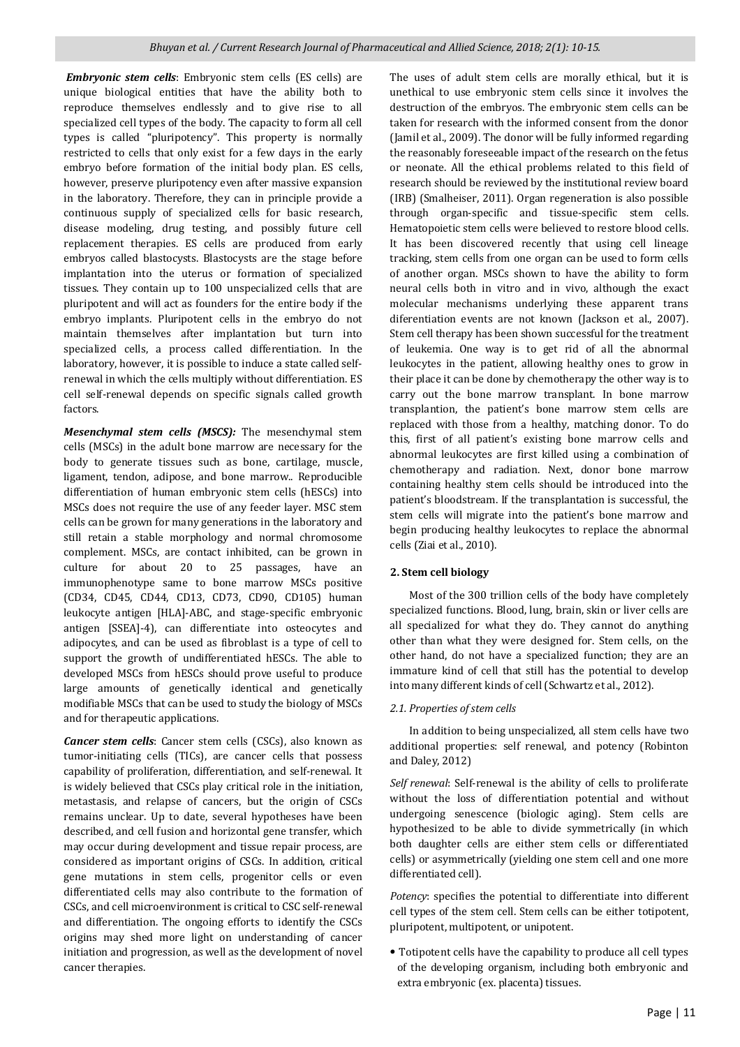***Embryonic stem cells***: Embryonic stem cells (ES cells) are unique biological entities that have the ability both to reproduce themselves endlessly and to give rise to all specialized cell types of the body. The capacity to form all cell types is called "pluripotency". This property is normally restricted to cells that only exist for a few days in the early embryo before formation of the initial body plan. ES cells, however, preserve pluripotency even after massive expansion in the laboratory. Therefore, they can in principle provide a continuous supply of specialized cells for basic research, disease modeling, drug testing, and possibly future cell replacement therapies. ES cells are produced from early embryos called blastocysts. Blastocysts are the stage before implantation into the uterus or formation of specialized tissues. They contain up to 100 unspecialized cells that are pluripotent and will act as founders for the entire body if the embryo implants. Pluripotent cells in the embryo do not maintain themselves after implantation but turn into specialized cells, a process called differentiation. In the laboratory, however, it is possible to induce a state called self-renewal in which the cells multiply without differentiation. ES cell self-renewal depends on specific signals called growth factors.

***Mesenchymal stem cells (MSCS):*** The mesenchymal stem cells (MSCs) in the adult bone marrow are necessary for the body to generate tissues such as bone, cartilage, muscle, ligament, tendon, adipose, and bone marrow.. Reproducible differentiation of human embryonic stem cells (hESCs) into MSCs does not require the use of any feeder layer. MSC stem cells can be grown for many generations in the laboratory and still retain a stable morphology and normal chromosome complement. MSCs, are contact inhibited, can be grown in culture for about 20 to 25 passages, have an immunophenotype same to bone marrow MSCs positive (CD34, CD45, CD44, CD13, CD73, CD90, CD105) human leukocyte antigen [HLA]-ABC, and stage-specific embryonic antigen [SSEA]-4), can differentiate into osteocytes and adipocytes, and can be used as fibroblast is a type of cell to support the growth of undifferentiated hESCs. The able to developed MSCs from hESCs should prove useful to produce large amounts of genetically identical and genetically modifiable MSCs that can be used to study the biology of MSCs and for therapeutic applications.

***Cancer stem cells***: Cancer stem cells (CSCs), also known as tumor-initiating cells (TICs), are cancer cells that possess capability of proliferation, differentiation, and self-renewal. It is widely believed that CSCs play critical role in the initiation, metastasis, and relapse of cancers, but the origin of CSCs remains unclear. Up to date, several hypotheses have been described, and cell fusion and horizontal gene transfer, which may occur during development and tissue repair process, are considered as important origins of CSCs. In addition, critical gene mutations in stem cells, progenitor cells or even differentiated cells may also contribute to the formation of CSCs, and cell microenvironment is critical to CSC self-renewal and differentiation. The ongoing efforts to identify the CSCs origins may shed more light on understanding of cancer initiation and progression, as well as the development of novel cancer therapies.

The uses of adult stem cells are morally ethical, but it is unethical to use embryonic stem cells since it involves the destruction of the embryos. The embryonic stem cells can be taken for research with the informed consent from the donor (Jamil et al., 2009). The donor will be fully informed regarding the reasonably foreseeable impact of the research on the fetus or neonate. All the ethical problems related to this field of research should be reviewed by the institutional review board (IRB) (Smalheiser, 2011). Organ regeneration is also possible through organ-specific and tissue-specific stem cells. Hematopoietic stem cells were believed to restore blood cells. It has been discovered recently that using cell lineage tracking, stem cells from one organ can be used to form cells of another organ. MSCs shown to have the ability to form neural cells both in vitro and in vivo, although the exact molecular mechanisms underlying these apparent trans differentiation events are not known (Jackson et al., 2007). Stem cell therapy has been shown successful for the treatment of leukemia. One way is to get rid of all the abnormal leukocytes in the patient, allowing healthy ones to grow in their place it can be done by chemotherapy the other way is to carry out the bone marrow transplant. In bone marrow transplantion, the patient's bone marrow stem cells are replaced with those from a healthy, matching donor. To do this, first of all patient's existing bone marrow cells and abnormal leukocytes are first killed using a combination of chemotherapy and radiation. Next, donor bone marrow containing healthy stem cells should be introduced into the patient's bloodstream. If the transplantation is successful, the stem cells will migrate into the patient's bone marrow and begin producing healthy leukocytes to replace the abnormal cells (Ziai et al., 2010).

## 2. Stem cell biology

Most of the 300 trillion cells of the body have completely specialized functions. Blood, lung, brain, skin or liver cells are all specialized for what they do. They cannot do anything other than what they were designed for. Stem cells, on the other hand, do not have a specialized function; they are an immature kind of cell that still has the potential to develop into many different kinds of cell (Schwartz et al., 2012).

### *2.1. Properties of stem cells*

In addition to being unspecialized, all stem cells have two additional properties: self renewal, and potency (Robinton and Daley, 2012)

*Self renewal*: Self-renewal is the ability of cells to proliferate without the loss of differentiation potential and without undergoing senescence (biologic aging). Stem cells are hypothesized to be able to divide symmetrically (in which both daughter cells are either stem cells or differentiated cells) or asymmetrically (yielding one stem cell and one more differentiated cell).

*Potency*: specifies the potential to differentiate into different cell types of the stem cell. Stem cells can be either totipotent, pluripotent, multipotent, or unipotent.

- Totipotent cells have the capability to produce all cell types of the developing organism, including both embryonic and extra embryonic (ex. placenta) tissues.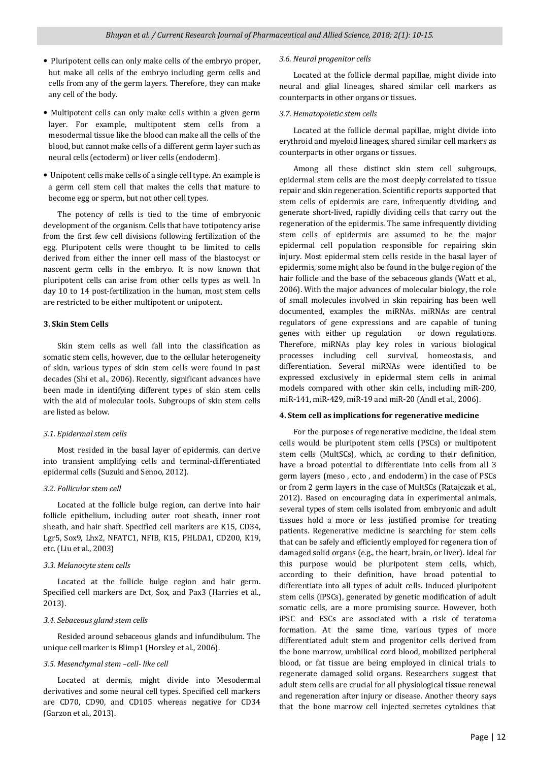- Pluripotent cells can only make cells of the embryo proper, but make all cells of the embryo including germ cells and cells from any of the germ layers. Therefore, they can make any cell of the body.
- Multipotent cells can only make cells within a given germ layer. For example, multipotent stem cells from a mesodermal tissue like the blood can make all the cells of the blood, but cannot make cells of a different germ layer such as neural cells (ectoderm) or liver cells (endoderm).
- Unipotent cells make cells of a single cell type. An example is a germ cell stem cell that makes the cells that mature to become egg or sperm, but not other cell types.

The potency of cells is tied to the time of embryonic development of the organism. Cells that have totipotency arise from the first few cell divisions following fertilization of the egg. Pluripotent cells were thought to be limited to cells derived from either the inner cell mass of the blastocyst or nascent germ cells in the embryo. It is now known that pluripotent cells can arise from other cells types as well. In day 10 to 14 post-fertilization in the human, most stem cells are restricted to be either multipotent or unipotent.

## 3. Skin Stem Cells

Skin stem cells as well fall into the classification as somatic stem cells, however, due to the cellular heterogeneity of skin, various types of skin stem cells were found in past decades (Shi et al., 2006). Recently, significant advances have been made in identifying different types of skin stem cells with the aid of molecular tools. Subgroups of skin stem cells are listed as below.

### *3.1. Epidermal stem cells*

Most resided in the basal layer of epidermis, can derive into transient amplifying cells and terminal-differentiated epidermal cells (Suzuki and Senoo, 2012).

### *3.2. Follicular stem cell*

Located at the follicle bulge region, can derive into hair follicle epithelium, including outer root sheath, inner root sheath, and hair shaft. Specified cell markers are K15, CD34, Lgr5, Sox9, Lhx2, NFATC1, NFIB, K15, PHLDA1, CD200, K19, etc. (Liu et al., 2003)

### *3.3. Melanocyte stem cells*

Located at the follicle bulge region and hair germ. Specified cell markers are Dct, Sox, and Pax3 (Harries et al., 2013).

### *3.4. Sebaceous gland stem cells*

Resided around sebaceous glands and infundibulum. The unique cell marker is Blimp1 (Horsley et al., 2006).

### *3.5. Mesenchymal stem –cell- like cell*

Located at dermis, might divide into Mesodermal derivatives and some neural cell types. Specified cell markers are CD70, CD90, and CD105 whereas negative for CD34 (Garzon et al., 2013).

### *3.6. Neural progenitor cells*

Located at the follicle dermal papillae, might divide into neural and glial lineages, shared similar cell markers as counterparts in other organs or tissues.

### *3.7. Hematopoietic stem cells*

Located at the follicle dermal papillae, might divide into erythroid and myeloid lineages, shared similar cell markers as counterparts in other organs or tissues.

Among all these distinct skin stem cell subgroups, epidermal stem cells are the most deeply correlated to tissue repair and skin regeneration. Scientific reports supported that stem cells of epidermis are rare, infrequently dividing, and generate short-lived, rapidly dividing cells that carry out the regeneration of the epidermis. The same infrequently dividing stem cells of epidermis are assumed to be the major epidermal cell population responsible for repairing skin injury. Most epidermal stem cells reside in the basal layer of epidermis, some might also be found in the bulge region of the hair follicle and the base of the sebaceous glands (Watt et al., 2006). With the major advances of molecular biology, the role of small molecules involved in skin repairing has been well documented, examples the miRNAs. miRNAs are central regulators of gene expressions and are capable of tuning genes with either up regulation or down regulations. Therefore, miRNAs play key roles in various biological processes including cell survival, homeostasis, and differentiation. Several miRNAs were identified to be expressed exclusively in epidermal stem cells in animal models compared with other skin cells, including miR-200, miR-141, miR-429, miR-19 and miR-20 (Andl et al., 2006).

## 4. Stem cell as implications for regenerative medicine

For the purposes of regenerative medicine, the ideal stem cells would be pluripotent stem cells (PSCs) or multipotent stem cells (MultSCs), which, ac cording to their definition, have a broad potential to differentiate into cells from all 3 germ layers (meso , ecto , and endoderm) in the case of PSCs or from 2 germ layers in the case of MultSCs (Ratajczak et al., 2012). Based on encouraging data in experimental animals, several types of stem cells isolated from embryonic and adult tissues hold a more or less justified promise for treating patients. Regenerative medicine is searching for stem cells that can be safely and efficiently employed for regenera tion of damaged solid organs (e.g., the heart, brain, or liver). Ideal for this purpose would be pluripotent stem cells, which, according to their definition, have broad potential to differentiate into all types of adult cells. Induced pluripotent stem cells (iPSCs), generated by genetic modification of adult somatic cells, are a more promising source. However, both iPSC and ESCs are associated with a risk of teratoma formation. At the same time, various types of more differentiated adult stem and progenitor cells derived from the bone marrow, umbilical cord blood, mobilized peripheral blood, or fat tissue are being employed in clinical trials to regenerate damaged solid organs. Researchers suggest that adult stem cells are crucial for all physiological tissue renewal and regeneration after injury or disease. Another theory says that the bone marrow cell injected secretes cytokines that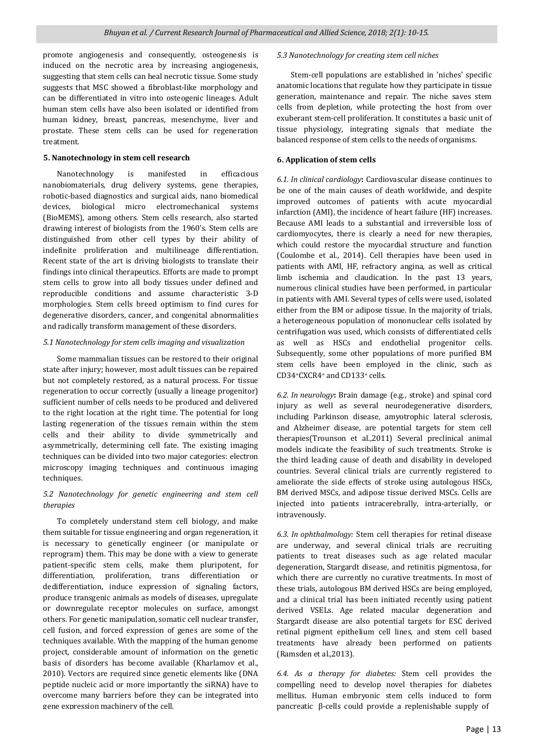promote angiogenesis and consequently, osteogenesis is induced on the necrotic area by increasing angiogenesis, suggesting that stem cells can heal necrotic tissue. Some study suggests that MSC showed a fibroblast-like morphology and can be differentiated in vitro into osteogenic lineages. Adult human stem cells have also been isolated or identified from human kidney, breast, pancreas, mesenchyme, liver and prostate. These stem cells can be used for regeneration treatment.

### 5. Nanotechnology in stem cell research

Nanotechnology is manifested in efficacious nanobiomaterials, drug delivery systems, gene therapies, robotic-based diagnostics and surgical aids, nano biomedical devices, biological micro electromechanical systems (BioMEMS), among others. Stem cells research, also started drawing interest of biologists from the 1960's. Stem cells are distinguished from other cell types by their ability of indefinite proliferation and multilineage differentiation. Recent state of the art is driving biologists to translate their findings into clinical therapeutics. Efforts are made to prompt stem cells to grow into all body tissues under defined and reproducible conditions and assume characteristic 3-D morphologies. Stem cells breed optimism to find cures for degenerative disorders, cancer, and congenital abnormalities and radically transform management of these disorders.

#### *5.1 Nanotechnology for stem cells imaging and visualization*

Some mammalian tissues can be restored to their original state after injury; however, most adult tissues can be repaired but not completely restored, as a natural process. For tissue regeneration to occur correctly (usually a lineage progenitor) sufficient number of cells needs to be produced and delivered to the right location at the right time. The potential for long lasting regeneration of the tissues remain within the stem cells and their ability to divide symmetrically and asymmetrically, determining cell fate. The existing imaging techniques can be divided into two major categories: electron microscopy imaging techniques and continuous imaging techniques.

#### *5.2 Nanotechnology for genetic engineering and stem cell therapies*

To completely understand stem cell biology, and make them suitable for tissue engineering and organ regeneration, it is necessary to genetically engineer (or manipulate or reprogram) them. This may be done with a view to generate patient-specific stem cells, make them pluripotent, for differentiation, proliferation, trans differentiation or dedifferentiation, induce expression of signaling factors, produce transgenic animals as models of diseases, upregulate or downregulate receptor molecules on surface, amongst others. For genetic manipulation, somatic cell nuclear transfer, cell fusion, and forced expression of genes are some of the techniques available. With the mapping of the human genome project, considerable amount of information on the genetic basis of disorders has become available (Kharlamov et al., 2010). Vectors are required since genetic elements like (DNA peptide nucleic acid or more importantly the siRNA) have to overcome many barriers before they can be integrated into gene expression machinery of the cell.

#### *5.3 Nanotechnology for creating stem cell niches*

Stem-cell populations are established in 'niches' specific anatomic locations that regulate how they participate in tissue generation, maintenance and repair. The niche saves stem cells from depletion, while protecting the host from over exuberant stem-cell proliferation. It constitutes a basic unit of tissue physiology, integrating signals that mediate the balanced response of stem cells to the needs of organisms.

### 6. Application of stem cells

***6.1. In clinical cardiology*:** Cardiovascular disease continues to be one of the main causes of death worldwide, and despite improved outcomes of patients with acute myocardial infarction (AMI), the incidence of heart failure (HF) increases. Because AMI leads to a substantial and irreversible loss of cardiomyocytes, there is clearly a need for new therapies, which could restore the myocardial structure and function (Coulombe et al., 2014). Cell therapies have been used in patients with AMI, HF, refractory angina, as well as critical limb ischemia and claudication. In the past 13 years, numerous clinical studies have been performed, in particular in patients with AMI. Several types of cells were used, isolated either from the BM or adipose tissue. In the majority of trials, a heterogeneous population of mononuclear cells isolated by centrifugation was used, which consists of differentiated cells as well as HSCs and endothelial progenitor cells. Subsequently, some other populations of more purified BM stem cells have been employed in the clinic, such as $CD34^+CXCR4^+$ and $CD133^+$ cells.

***6.2. In neurology*:** Brain damage (e.g., stroke) and spinal cord injury as well as several neurodegenerative disorders, including Parkinson disease, amyotrophic lateral sclerosis, and Alzheimer disease, are potential targets for stem cell therapies(Trounson et al.,2011) Several preclinical animal models indicate the feasibility of such treatments. Stroke is the third leading cause of death and disability in developed countries. Several clinical trials are currently registered to ameliorate the side effects of stroke using autologous HSCs, BM derived MSCs, and adipose tissue derived MSCs. Cells are injected into patients intracerebrally, intra-arterially, or intravenously.

*6.3. In ophthalmology:* Stem cell therapies for retinal disease are underway, and several clinical trials are recruiting patients to treat diseases such as age related macular degeneration, Stargardt disease, and retinitis pigmentosa, for which there are currently no curative treatments. In most of these trials, autologous BM derived HSCs are being employed, and a clinical trial has been initiated recently using patient derived VSELs. Age related macular degeneration and Stargardt disease are also potential targets for ESC derived retinal pigment epithelium cell lines, and stem cell based treatments have already been performed on patients (Ramsden et al.,2013).

*6.4. As a therapy for diabetes:* Stem cell provides the compelling need to develop novel therapies for diabetes mellitus. Human embryonic stem cells induced to form pancreatic β-cells could provide a replenishable supply of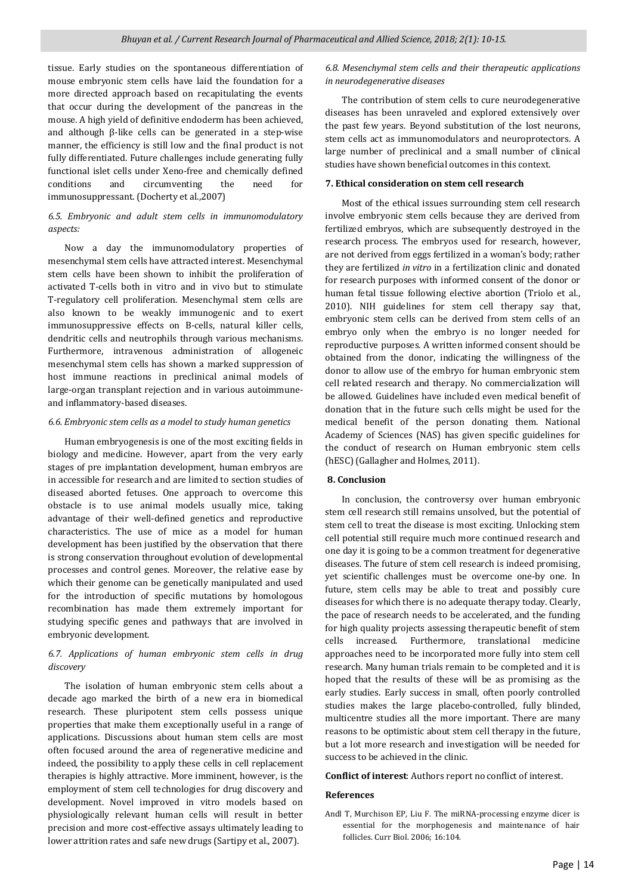tissue. Early studies on the spontaneous differentiation of mouse embryonic stem cells have laid the foundation for a more directed approach based on recapitulating the events that occur during the development of the pancreas in the mouse. A high yield of definitive endoderm has been achieved, and although β-like cells can be generated in a step-wise manner, the efficiency is still low and the final product is not fully differentiated. Future challenges include generating fully functional islet cells under Xeno-free and chemically defined conditions and circumventing the need for immunosuppressant. (Docherty et al.,2007)

### *6.5. Embryonic and adult stem cells in immunomodulatory aspects:*

Now a day the immunomodulatory properties of mesenchymal stem cells have attracted interest. Mesenchymal stem cells have been shown to inhibit the proliferation of activated T-cells both in vitro and in vivo but to stimulate T-regulatory cell proliferation. Mesenchymal stem cells are also known to be weakly immunogenic and to exert immunosuppressive effects on B-cells, natural killer cells, dendritic cells and neutrophils through various mechanisms. Furthermore, intravenous administration of allogeneic mesenchymal stem cells has shown a marked suppression of host immune reactions in preclinical animal models of large-organ transplant rejection and in various autoimmune- and inflammatory-based diseases.

### *6.6. Embryonic stem cells as a model to study human genetics*

Human embryogenesis is one of the most exciting fields in biology and medicine. However, apart from the very early stages of pre implantation development, human embryos are in accessible for research and are limited to section studies of diseased aborted fetuses. One approach to overcome this obstacle is to use animal models usually mice, taking advantage of their well-defined genetics and reproductive characteristics. The use of mice as a model for human development has been justified by the observation that there is strong conservation throughout evolution of developmental processes and control genes. Moreover, the relative ease by which their genome can be genetically manipulated and used for the introduction of specific mutations by homologous recombination has made them extremely important for studying specific genes and pathways that are involved in embryonic development.

### *6.7. Applications of human embryonic stem cells in drug discovery*

The isolation of human embryonic stem cells about a decade ago marked the birth of a new era in biomedical research. These pluripotent stem cells possess unique properties that make them exceptionally useful in a range of applications. Discussions about human stem cells are most often focused around the area of regenerative medicine and indeed, the possibility to apply these cells in cell replacement therapies is highly attractive. More imminent, however, is the employment of stem cell technologies for drug discovery and development. Novel improved in vitro models based on physiologically relevant human cells will result in better precision and more cost-effective assays ultimately leading to lower attrition rates and safe new drugs (Sartipy et al., 2007).

### *6.8. Mesenchymal stem cells and their therapeutic applications in neurodegenerative diseases*

The contribution of stem cells to cure neurodegenerative diseases has been unraveled and explored extensively over the past few years. Beyond substitution of the lost neurons, stem cells act as immunomodulators and neuroprotectors. A large number of preclinical and a small number of clinical studies have shown beneficial outcomes in this context.

## 7. Ethical consideration on stem cell research

Most of the ethical issues surrounding stem cell research involve embryonic stem cells because they are derived from fertilized embryos, which are subsequently destroyed in the research process. The embryos used for research, however, are not derived from eggs fertilized in a woman's body; rather they are fertilized *in vitro* in a fertilization clinic and donated for research purposes with informed consent of the donor or human fetal tissue following elective abortion (Triolo et al., 2010). NIH guidelines for stem cell therapy say that, embryonic stem cells can be derived from stem cells of an embryo only when the embryo is no longer needed for reproductive purposes. A written informed consent should be obtained from the donor, indicating the willingness of the donor to allow use of the embryo for human embryonic stem cell related research and therapy. No commercialization will be allowed. Guidelines have included even medical benefit of donation that in the future such cells might be used for the medical benefit of the person donating them. National Academy of Sciences (NAS) has given specific guidelines for the conduct of research on Human embryonic stem cells (hESC) (Gallagher and Holmes, 2011).

## 8. Conclusion

In conclusion, the controversy over human embryonic stem cell research still remains unsolved, but the potential of stem cell to treat the disease is most exciting. Unlocking stem cell potential still require much more continued research and one day it is going to be a common treatment for degenerative diseases. The future of stem cell research is indeed promising, yet scientific challenges must be overcome one-by one. In future, stem cells may be able to treat and possibly cure diseases for which there is no adequate therapy today. Clearly, the pace of research needs to be accelerated, and the funding for high quality projects assessing therapeutic benefit of stem cells increased. Furthermore, translational medicine approaches need to be incorporated more fully into stem cell research. Many human trials remain to be completed and it is hoped that the results of these will be as promising as the early studies. Early success in small, often poorly controlled studies makes the large placebo-controlled, fully blinded, multicentre studies all the more important. There are many reasons to be optimistic about stem cell therapy in the future, but a lot more research and investigation will be needed for success to be achieved in the clinic.

**Conflict of interest**: Authors report no conflict of interest.

## References

Andl T, Murchison EP, Liu F. The miRNA-processing enzyme dicer is essential for the morphogenesis and maintenance of hair follicles. Curr Biol. 2006; 16:104.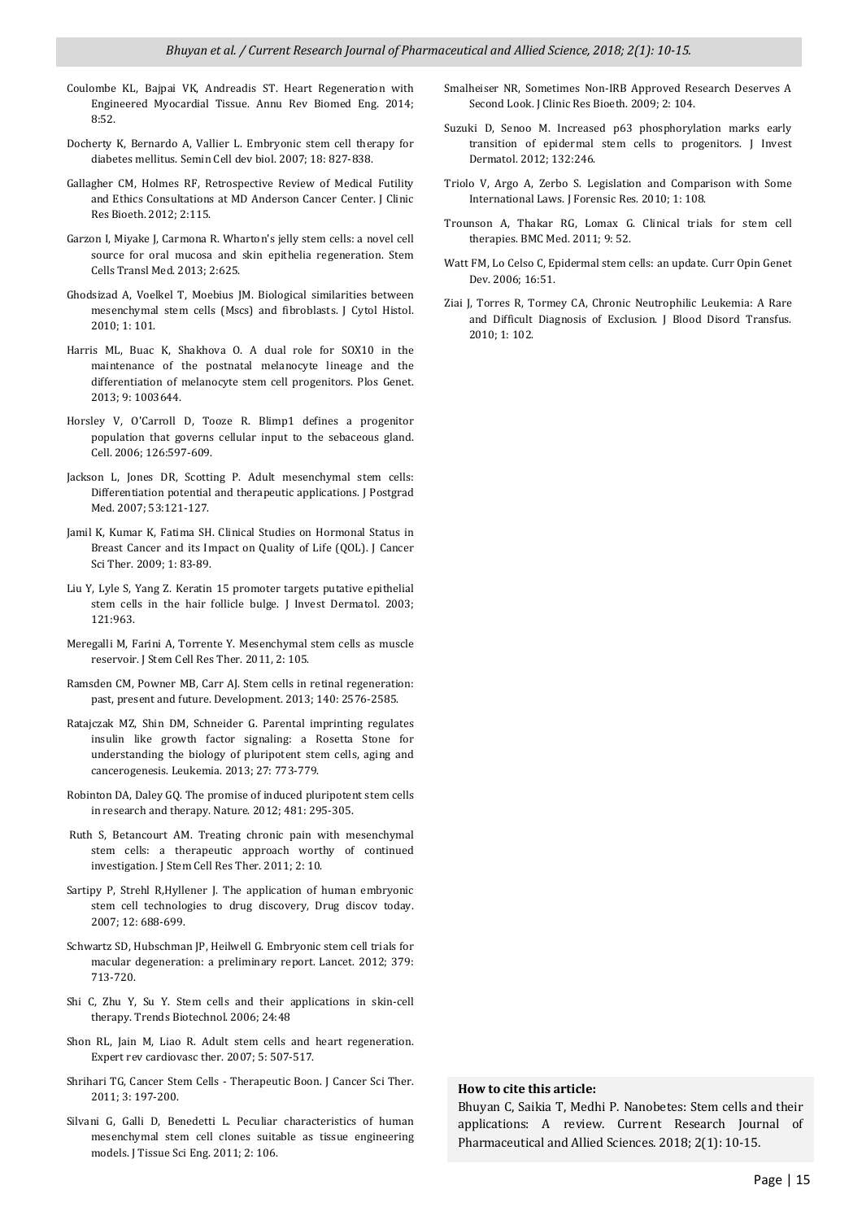Coulombe KL, Bajpai VK, Andreadis ST. Heart Regeneration with Engineered Myocardial Tissue. Annu Rev Biomed Eng. 2014; 8:52.

Docherty K, Bernardo A, Vallier L. Embryonic stem cell therapy for diabetes mellitus. Semin Cell dev biol. 2007; 18: 827-838.

Gallagher CM, Holmes RF, Retrospective Review of Medical Futility and Ethics Consultations at MD Anderson Cancer Center. J Clinic Res Bioeth. 2012; 2:115.

Garzon I, Miyake J, Carmona R. Wharton's jelly stem cells: a novel cell source for oral mucosa and skin epithelia regeneration. Stem Cells Transl Med. 2013; 2:625.

Ghodsizad A, Voelkel T, Moebius JM. Biological similarities between mesenchymal stem cells (Mscs) and fibroblasts. J Cytol Histol. 2010; 1: 101.

Harris ML, Buac K, Shakhova O. A dual role for SOX10 in the maintenance of the postnatal melanocyte lineage and the differentiation of melanocyte stem cell progenitors. Plos Genet. 2013; 9: 1003644.

Horsley V, O'Carroll D, Tooze R. Blimp1 defines a progenitor population that governs cellular input to the sebaceous gland. Cell. 2006; 126:597-609.

Jackson L, Jones DR, Scotting P. Adult mesenchymal stem cells: Differentiation potential and therapeutic applications. J Postgrad Med. 2007; 53:121-127.

Jamil K, Kumar K, Fatima SH. Clinical Studies on Hormonal Status in Breast Cancer and its Impact on Quality of Life (QOL). J Cancer Sci Ther. 2009; 1: 83-89.

Liu Y, Lyle S, Yang Z. Keratin 15 promoter targets putative epithelial stem cells in the hair follicle bulge. J Invest Dermatol. 2003; 121:963.

Meregalli M, Farini A, Torrente Y. Mesenchymal stem cells as muscle reservoir. J Stem Cell Res Ther. 2011, 2: 105.

Ramsden CM, Powner MB, Carr AJ. Stem cells in retinal regeneration: past, present and future. Development. 2013; 140: 2576-2585.

Ratajczak MZ, Shin DM, Schneider G. Parental imprinting regulates insulin like growth factor signaling: a Rosetta Stone for understanding the biology of pluripotent stem cells, aging and cancerogenesis. Leukemia. 2013; 27: 773-779.

Robinton DA, Daley GQ. The promise of induced pluripotent stem cells in research and therapy. Nature. 2012; 481: 295-305.

Ruth S, Betancourt AM. Treating chronic pain with mesenchymal stem cells: a therapeutic approach worthy of continued investigation. J Stem Cell Res Ther. 2011; 2: 10.

Sartipy P, Strehl R,Hyllener J. The application of human embryonic stem cell technologies to drug discovery, Drug discov today. 2007; 12: 688-699.

Schwartz SD, Hubschman JP, Heilwell G. Embryonic stem cell trials for macular degeneration: a preliminary report. Lancet. 2012; 379: 713-720.

Shi C, Zhu Y, Su Y. Stem cells and their applications in skin-cell therapy. Trends Biotechnol. 2006; 24:48

Shon RL, Jain M, Liao R. Adult stem cells and heart regeneration. Expert rev cardiovasc ther. 2007; 5: 507-517.

Shrihari TG, Cancer Stem Cells - Therapeutic Boon. J Cancer Sci Ther. 2011; 3: 197-200.

Silvani G, Galli D, Benedetti L. Peculiar characteristics of human mesenchymal stem cell clones suitable as tissue engineering models. J Tissue Sci Eng. 2011; 2: 106.

Smalheiser NR, Sometimes Non-IRB Approved Research Deserves A Second Look. J Clinic Res Bioeth. 2009; 2: 104.

Suzuki D, Senoo M. Increased p63 phosphorylation marks early transition of epidermal stem cells to progenitors. J Invest Dermatol. 2012; 132:246.

Triolo V, Argo A, Zerbo S. Legislation and Comparison with Some International Laws. J Forensic Res. 2010; 1: 108.

Trounson A, Thakar RG, Lomax G. Clinical trials for stem cell therapies. BMC Med. 2011; 9: 52.

Watt FM, Lo Celso C, Epidermal stem cells: an update. Curr Opin Genet Dev. 2006; 16:51.

Ziai J, Torres R, Tormey CA, Chronic Neutrophilic Leukemia: A Rare and Difficult Diagnosis of Exclusion. J Blood Disord Transfus. 2010; 1: 102.

**How to cite this article:**

Bhuyan C, Saikia T, Medhi P. Nanobetes: Stem cells and their applications: A review. Current Research Journal of Pharmaceutical and Allied Sciences. 2018; 2(1): 10-15.